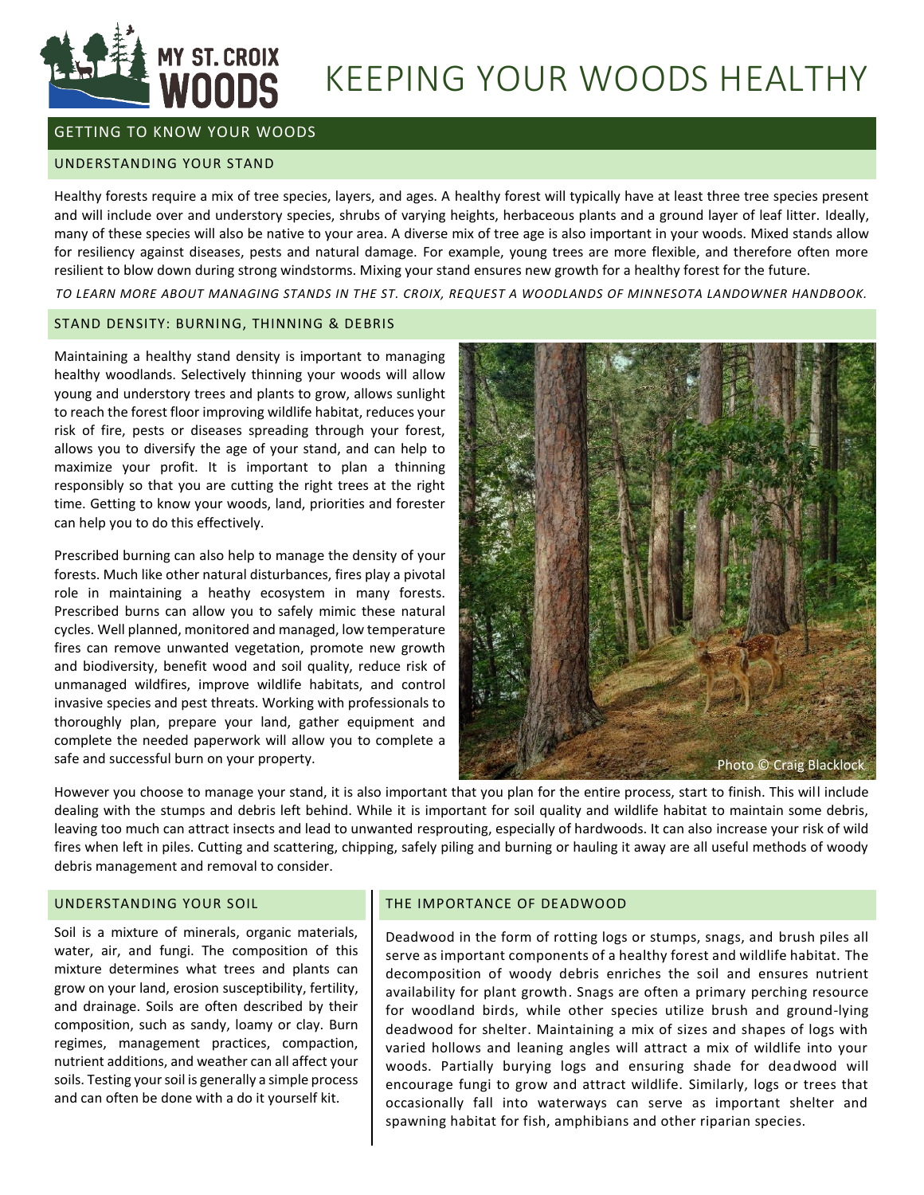# KEEPING YOUR WOODS HEALTHY

## GETTING TO KNOW YOUR WOODS

### UNDERSTANDING YOUR STAND

Healthy forests require a mix of tree species, layers, and ages. A healthy forest will typically have at least three tree species present and will include over and understory species, shrubs of varying heights, herbaceous plants and a ground layer of leaf litter. Ideally, many of these species will also be native to your area. A diverse mix of tree age is also important in your woods. Mixed stands allow for resiliency against diseases, pests and natural damage. For example, young trees are more flexible, and therefore often more resilient to blow down during strong windstorms. Mixing your stand ensures new growth for a healthy forest for the future.

*TO LEARN MORE ABOUT MANAGING STANDS IN THE ST. CROIX, REQUEST A WOODLANDS OF MINNESOTA LANDOWNER HANDBOOK.*

### STAND DENSITY: BURNING, THINNING & DEBRIS

Maintaining a healthy stand density is important to managing healthy woodlands. Selectively thinning your woods will allow young and understory trees and plants to grow, allows sunlight to reach the forest floor improving wildlife habitat, reduces your risk of fire, pests or diseases spreading through your forest, allows you to diversify the age of your stand, and can help to maximize your profit. It is important to plan a thinning responsibly so that you are cutting the right trees at the right time. Getting to know your woods, land, priorities and forester can help you to do this effectively.

Prescribed burning can also help to manage the density of your forests. Much like other natural disturbances, fires play a pivotal role in maintaining a heathy ecosystem in many forests. Prescribed burns can allow you to safely mimic these natural cycles. Well planned, monitored and managed, low temperature fires can remove unwanted vegetation, promote new growth and biodiversity, benefit wood and soil quality, reduce risk of unmanaged wildfires, improve wildlife habitats, and control invasive species and pest threats. Working with professionals to thoroughly plan, prepare your land, gather equipment and complete the needed paperwork will allow you to complete a safe and successful burn on your property.

Photo © Craig Blacklock

However you choose to manage your stand, it is also important that you plan for the entire process, start to finish. This will include dealing with the stumps and debris left behind. While it is important for soil quality and wildlife habitat to maintain some debris, leaving too much can attract insects and lead to unwanted resprouting, especially of hardwoods. It can also increase your risk of wild fires when left in piles. Cutting and scattering, chipping, safely piling and burning or hauling it away are all useful methods of woody debris management and removal to consider.

### UNDERSTANDING YOUR SOIL

Soil is a mixture of minerals, organic materials, water, air, and fungi. The composition of this mixture determines what trees and plants can grow on your land, erosion susceptibility, fertility, and drainage. Soils are often described by their composition, such as sandy, loamy or clay. Burn regimes, management practices, compaction, nutrient additions, and weather can all affect your soils. Testing your soil is generally a simple process and can often be done with a do it yourself kit.

### THE IMPORTANCE OF DEADWOOD

Deadwood in the form of rotting logs or stumps, snags, and brush piles all serve as important components of a healthy forest and wildlife habitat. The decomposition of woody debris enriches the soil and ensures nutrient availability for plant growth. Snags are often a primary perching resource for woodland birds, while other species utilize brush and ground-lying deadwood for shelter. Maintaining a mix of sizes and shapes of logs with varied hollows and leaning angles will attract a mix of wildlife into your woods. Partially burying logs and ensuring shade for deadwood will encourage fungi to grow and attract wildlife. Similarly, logs or trees that occasionally fall into waterways can serve as important shelter and spawning habitat for fish, amphibians and other riparian species.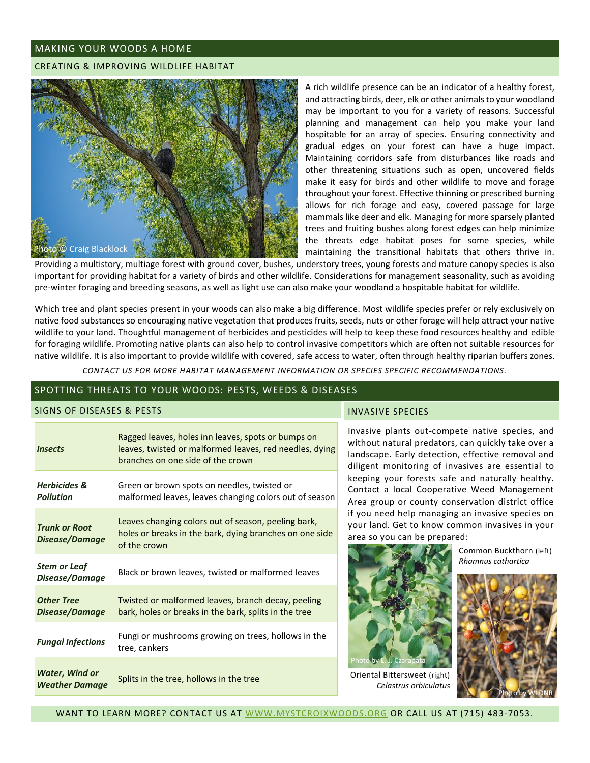## MAKING YOUR WOODS A HOME

### CREATING & IMPROVING WILDLIFE HABITAT

Photo © Craig Blacklock

A rich wildlife presence can be an indicator of a healthy forest, and attracting birds, deer, elk or other animals to your woodland may be important to you for a variety of reasons. Successful planning and management can help you make your land hospitable for an array of species. Ensuring connectivity and gradual edges on your forest can have a huge impact. Maintaining corridors safe from disturbances like roads and other threatening situations such as open, uncovered fields make it easy for birds and other wildlife to move and forage throughout your forest. Effective thinning or prescribed burning allows for rich forage and easy, covered passage for large mammals like deer and elk. Managing for more sparsely planted trees and fruiting bushes along forest edges can help minimize the threats edge habitat poses for some species, while maintaining the transitional habitats that others thrive in. Providing a multistory, multiage forest with ground cover, bushes, understory trees, young forests and mature canopy species is also important for providing habitat for a variety of birds and other wildlife. Considerations for management seasonality, such as avoiding pre-winter foraging and breeding seasons, as well as light use can also make your woodland a hospitable habitat for wildlife.

Which tree and plant species present in your woods can also make a big difference. Most wildlife species prefer or rely exclusively on native food substances so encouraging native vegetation that produces fruits, seeds, nuts or other forage will help attract your native wildlife to your land. Thoughtful management of herbicides and pesticides will help to keep these food resources healthy and edible for foraging wildlife. Promoting native plants can also help to control invasive competitors which are often not suitable resources for native wildlife. It is also important to provide wildlife with covered, safe access to water, often through healthy riparian buffers zones.

*CONTACT US FOR MORE HABITAT MANAGEMENT INFORMATION OR SPECIES SPECIFIC RECOMMENDATIONS.*

## SPOTTING THREATS TO YOUR WOODS: PESTS, WEEDS & DISEASES

### SIGNS OF DISEASES & PESTS

| | |
|---|---|
| ***Insects*** | Ragged leaves, holes inn leaves, spots or bumps on leaves, twisted or malformed leaves, red needles, dying branches on one side of the crown |
| ***Herbicides & Pollution*** | Green or brown spots on needles, twisted or malformed leaves, leaves changing colors out of season |
| ***Trunk or Root Disease/Damage*** | Leaves changing colors out of season, peeling bark, holes or breaks in the bark, dying branches on one side of the crown |
| ***Stem or Leaf Disease/Damage*** | Black or brown leaves, twisted or malformed leaves |
| ***Other Tree Disease/Damage*** | Twisted or malformed leaves, branch decay, peeling bark, holes or breaks in the bark, splits in the tree |
| ***Fungal Infections*** | Fungi or mushrooms growing on trees, hollows in the tree, cankers |
| ***Water, Wind or Weather Damage*** | Splits in the tree, hollows in the tree |

### INVASIVE SPECIES

Invasive plants out-compete native species, and without natural predators, can quickly take over a landscape. Early detection, effective removal and diligent monitoring of invasives are essential to keeping your forests safe and naturally healthy. Contact a local Cooperative Weed Management Area group or county conservation district office if you need help managing an invasive species on your land. Get to know common invasives in your area so you can be prepared:

Photo by E. J. Czarapata

Common Buckthorn (left) *Rhamnus cathartica*

Photo by WI DNR

Oriental Bittersweet (right) *Celastrus orbiculatus*

WANT TO LEARN MORE? CONTACT US AT [WWW.MYSTCROIXWOODS.ORG](http://www.mystcroixwoods.org) OR CALL US AT (715) 483-7053.